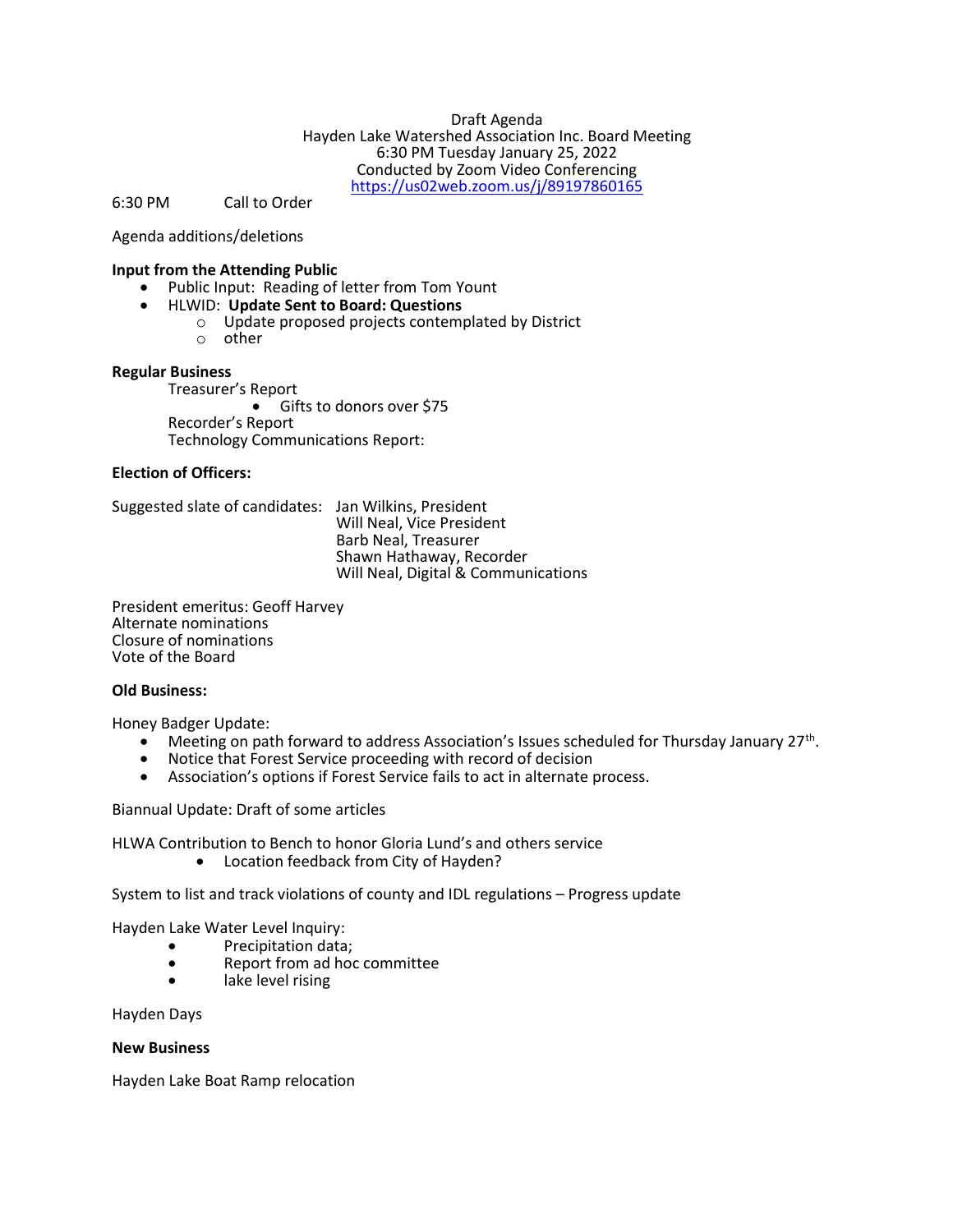Draft Agenda
Hayden Lake Watershed Association Inc. Board Meeting
6:30 PM Tuesday January 25, 2022
Conducted by Zoom Video Conferencing
https://us02web.zoom.us/j/89197860165

6:30 PM Call to Order

Agenda additions/deletions

**Input from the Attending Public**

- Public Input: Reading of letter from Tom Yount
- HLWID: **Update Sent to Board: Questions**
  - Update proposed projects contemplated by District
  - other

**Regular Business**

Treasurer's Report
- Gifts to donors over $75

Recorder's Report
Technology Communications Report:

**Election of Officers:**

Suggested slate of candidates: Jan Wilkins, President
Will Neal, Vice President
Barb Neal, Treasurer
Shawn Hathaway, Recorder
Will Neal, Digital & Communications

President emeritus: Geoff Harvey
Alternate nominations
Closure of nominations
Vote of the Board

**Old Business:**

Honey Badger Update:

- Meeting on path forward to address Association's Issues scheduled for Thursday January 27th.
- Notice that Forest Service proceeding with record of decision
- Association's options if Forest Service fails to act in alternate process.

Biannual Update: Draft of some articles

HLWA Contribution to Bench to honor Gloria Lund's and others service

- Location feedback from City of Hayden?

System to list and track violations of county and IDL regulations – Progress update

Hayden Lake Water Level Inquiry:

- Precipitation data;
- Report from ad hoc committee
- lake level rising

Hayden Days

**New Business**

Hayden Lake Boat Ramp relocation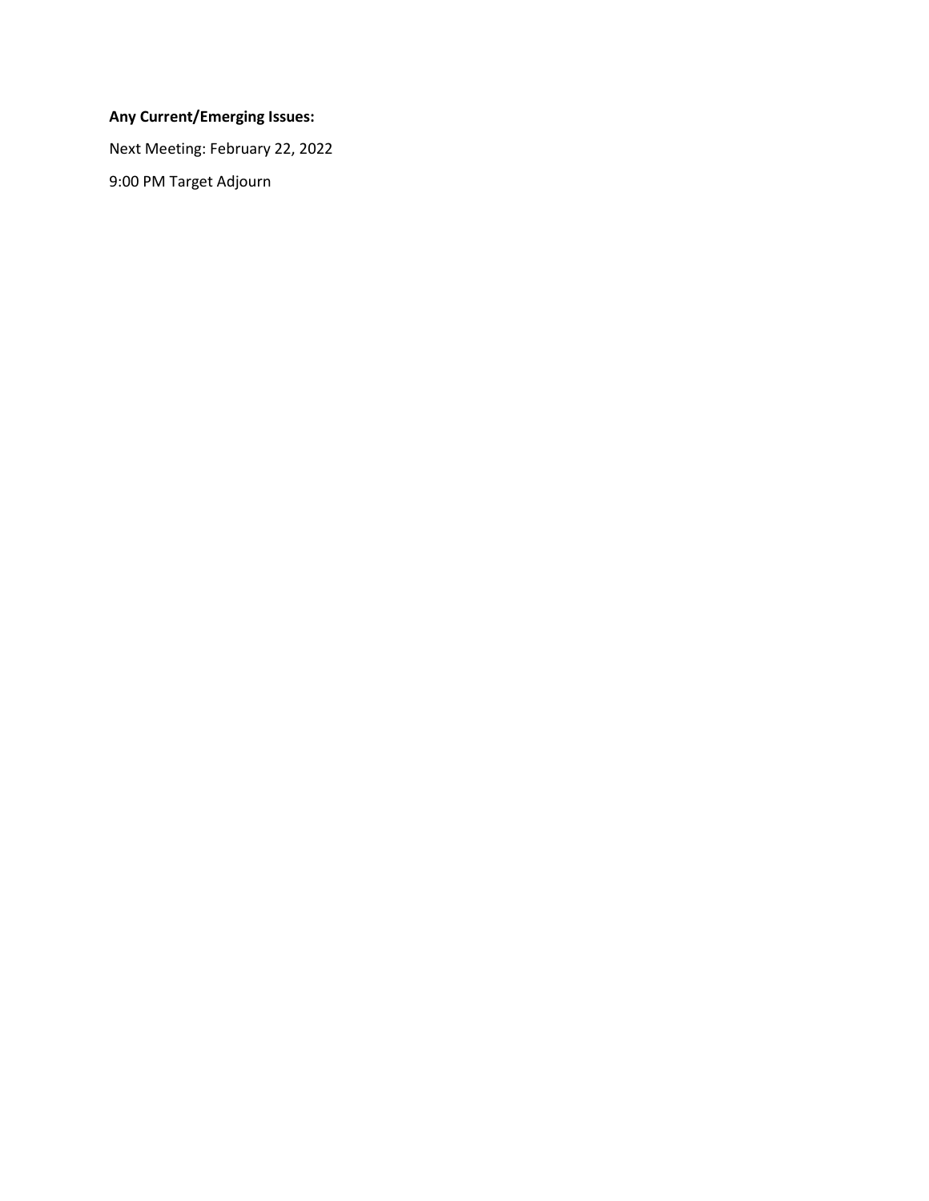**Any Current/Emerging Issues:**

Next Meeting: February 22, 2022

9:00 PM Target Adjourn